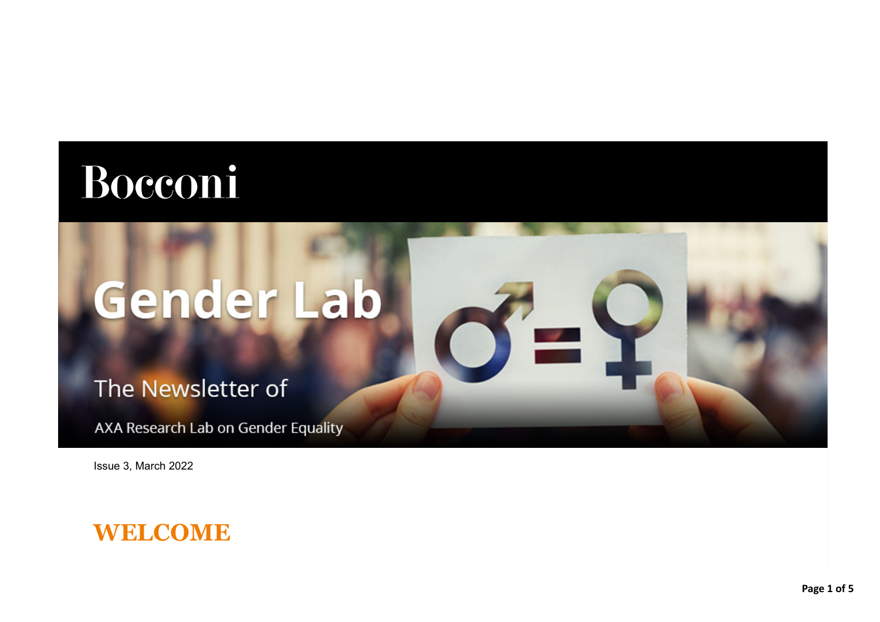Bocconi

# Gender Lab

The Newsletter of

AXA Research Lab on Gender Equality

Issue 3, March 2022

## WELCOME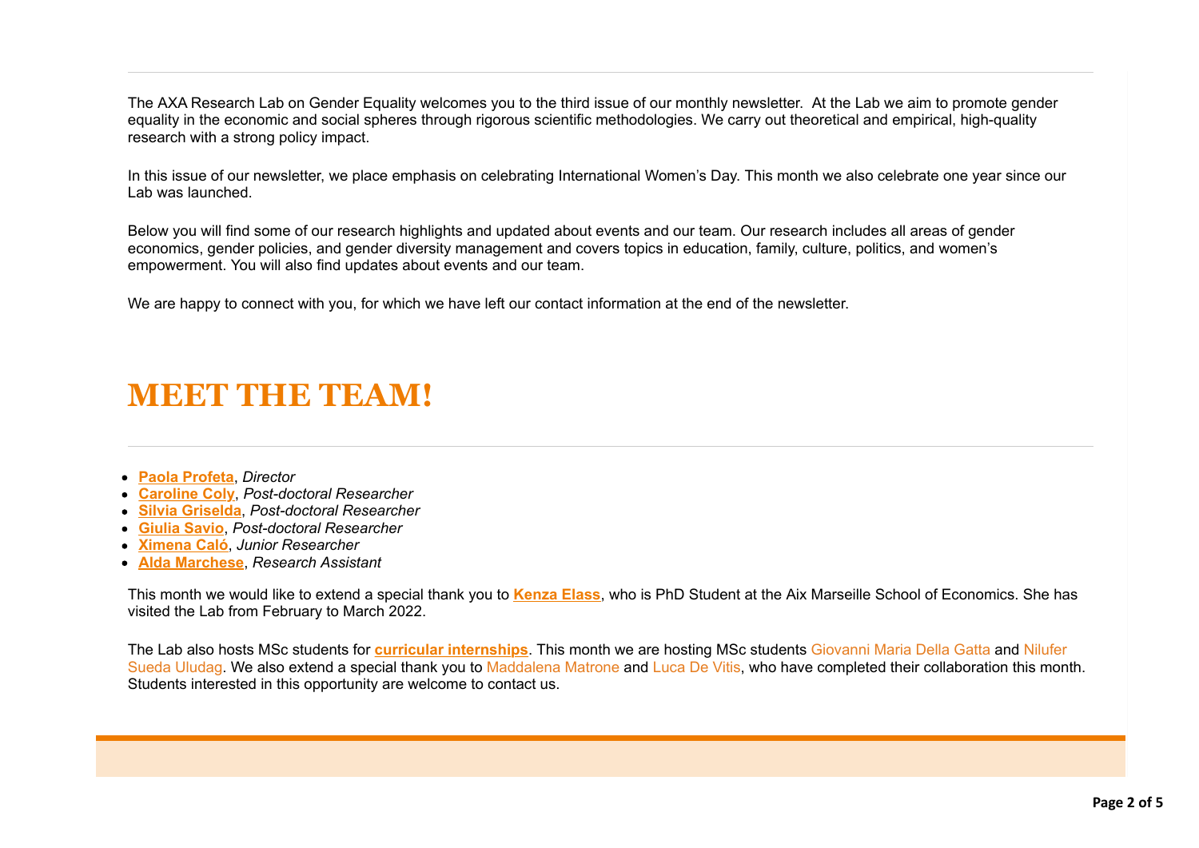The AXA Research Lab on Gender Equality welcomes you to the third issue of our monthly newsletter. At the Lab we aim to promote gender equality in the economic and social spheres through rigorous scientific methodologies. We carry out theoretical and empirical, high-quality research with a strong policy impact.

In this issue of our newsletter, we place emphasis on celebrating International Women's Day. This month we also celebrate one year since our Lab was launched.

Below you will find some of our research highlights and updated about events and our team. Our research includes all areas of gender economics, gender policies, and gender diversity management and covers topics in education, family, culture, politics, and women's empowerment. You will also find updates about events and our team.

We are happy to connect with you, for which we have left our contact information at the end of the newsletter.

# MEET THE TEAM!

- **Paola Profeta**, *Director*
- **Caroline Coly**, *Post-doctoral Researcher*
- **Silvia Griselda**, *Post-doctoral Researcher*
- **Giulia Savio**, *Post-doctoral Researcher*
- **Ximena Caló**, *Junior Researcher*
- **Alda Marchese**, *Research Assistant*

This month we would like to extend a special thank you to **Kenza Elass**, who is PhD Student at the Aix Marseille School of Economics. She has visited the Lab from February to March 2022.

The Lab also hosts MSc students for **curricular internships**. This month we are hosting MSc students Giovanni Maria Della Gatta and Nilufer Sueda Uludag. We also extend a special thank you to Maddalena Matrone and Luca De Vitis, who have completed their collaboration this month. Students interested in this opportunity are welcome to contact us.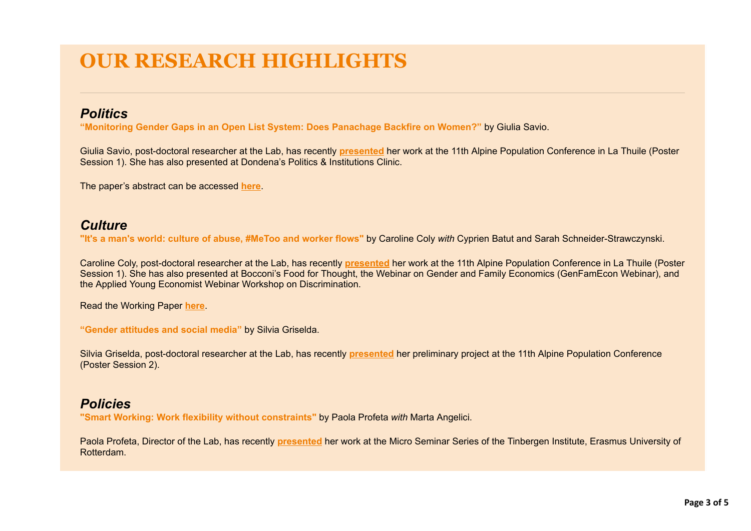# OUR RESEARCH HIGHLIGHTS

## *Politics*

**“Monitoring Gender Gaps in an Open List System: Does Panachage Backfire on Women?”** by Giulia Savio.

Giulia Savio, post-doctoral researcher at the Lab, has recently **presented** her work at the 11th Alpine Population Conference in La Thuile (Poster Session 1). She has also presented at Dondena’s Politics & Institutions Clinic.

The paper’s abstract can be accessed **here**.

## *Culture*

**"It's a man's world: culture of abuse, #MeToo and worker flows"** by Caroline Coly *with* Cyprien Batut and Sarah Schneider-Strawczynski.

Caroline Coly, post-doctoral researcher at the Lab, has recently **presented** her work at the 11th Alpine Population Conference in La Thuile (Poster Session 1). She has also presented at Bocconi’s Food for Thought, the Webinar on Gender and Family Economics (GenFamEcon Webinar), and the Applied Young Economist Webinar Workshop on Discrimination.

Read the Working Paper **here**.

**“Gender attitudes and social media”** by Silvia Griselda.

Silvia Griselda, post-doctoral researcher at the Lab, has recently **presented** her preliminary project at the 11th Alpine Population Conference (Poster Session 2).

## *Policies*

**"Smart Working: Work flexibility without constraints"** by Paola Profeta *with* Marta Angelici.

Paola Profeta, Director of the Lab, has recently **presented** her work at the Micro Seminar Series of the Tinbergen Institute, Erasmus University of Rotterdam.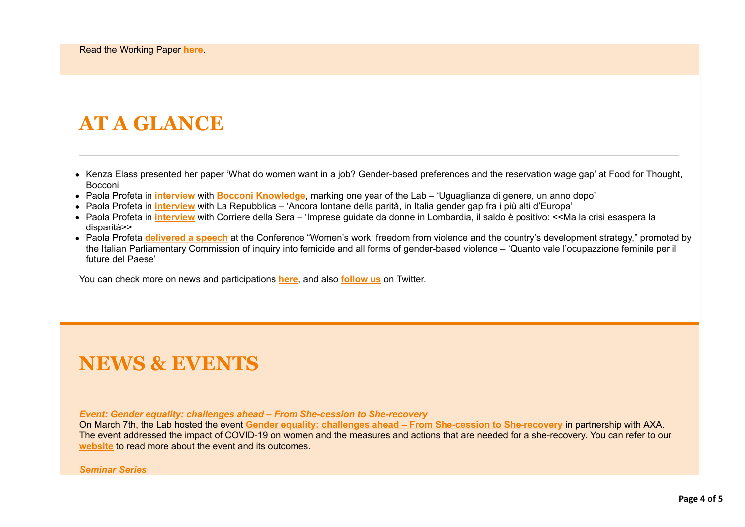Read the Working Paper **here**.

# AT A GLANCE

---

- Kenza Elass presented her paper 'What do women want in a job? Gender-based preferences and the reservation wage gap' at Food for Thought, Bocconi
- Paola Profeta in **interview** with **Bocconi Knowledge**, marking one year of the Lab – 'Uguaglianza di genere, un anno dopo'
- Paola Profeta in **interview** with La Repubblica – 'Ancora lontane della parità, in Italia gender gap fra i più alti d'Europa'
- Paola Profeta in **interview** with Corriere della Sera – 'Imprese guidate da donne in Lombardia, il saldo è positivo: <<Ma la crisi esaspera la disparità>>
- Paola Profeta **delivered a speech** at the Conference "Women's work: freedom from violence and the country's development strategy," promoted by the Italian Parliamentary Commission of inquiry into femicide and all forms of gender-based violence – 'Quanto vale l'ocupazzione feminile per il future del Paese'

You can check more on news and participations **here**, and also **follow us** on Twitter.

# NEWS & EVENTS

---

***Event: Gender equality: challenges ahead – From She-cession to She-recovery***

On March 7th, the Lab hosted the event **Gender equality: challenges ahead – From She-cession to She-recovery** in partnership with AXA. The event addressed the impact of COVID-19 on women and the measures and actions that are needed for a she-recovery. You can refer to our **website** to read more about the event and its outcomes.

***Seminar Series***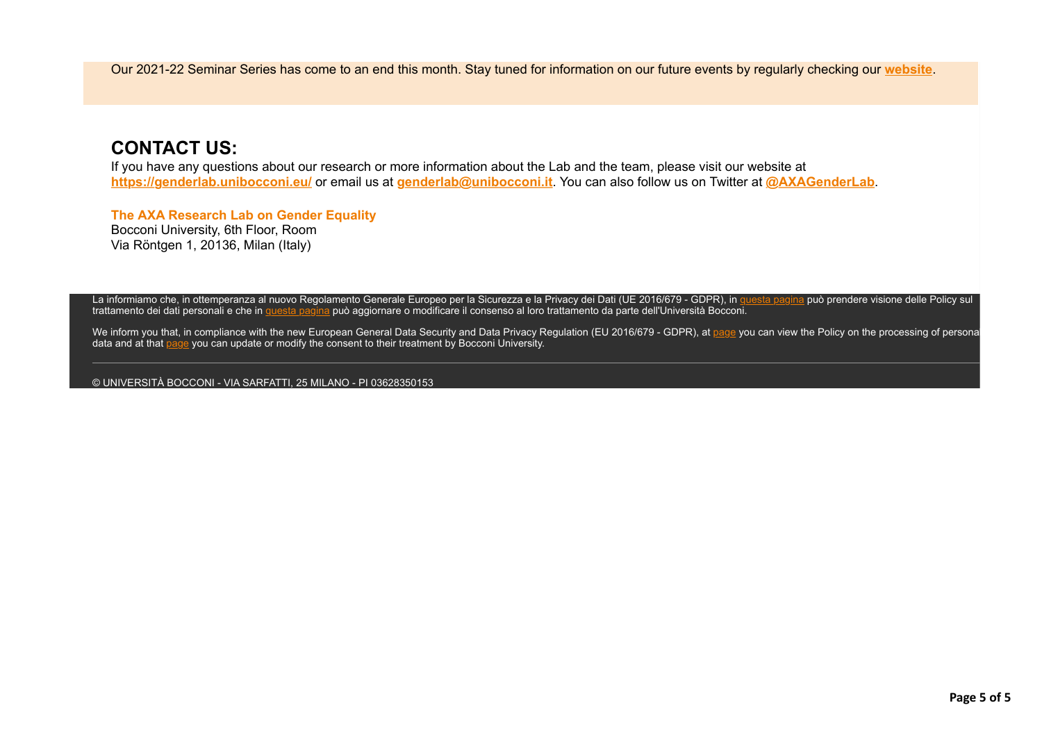Our 2021-22 Seminar Series has come to an end this month. Stay tuned for information on our future events by regularly checking our **website**.

## CONTACT US:

If you have any questions about our research or more information about the Lab and the team, please visit our website at **https://genderlab.unibocconi.eu/** or email us at **genderlab@unibocconi.it**. You can also follow us on Twitter at **@AXAGenderLab**.

**The AXA Research Lab on Gender Equality**
Bocconi University, 6th Floor, Room
Via Röntgen 1, 20136, Milan (Italy)

La informiamo che, in ottemperanza al nuovo Regolamento Generale Europeo per la Sicurezza e la Privacy dei Dati (UE 2016/679 - GDPR), in questa pagina può prendere visione delle Policy sul trattamento dei dati personali e che in questa pagina può aggiornare o modificare il consenso al loro trattamento da parte dell'Università Bocconi.

We inform you that, in compliance with the new European General Data Security and Data Privacy Regulation (EU 2016/679 - GDPR), at page you can view the Policy on the processing of persona data and at that page you can update or modify the consent to their treatment by Bocconi University.

---

© UNIVERSITÀ BOCCONI - VIA SARFATTI, 25 MILANO - PI 03628350153